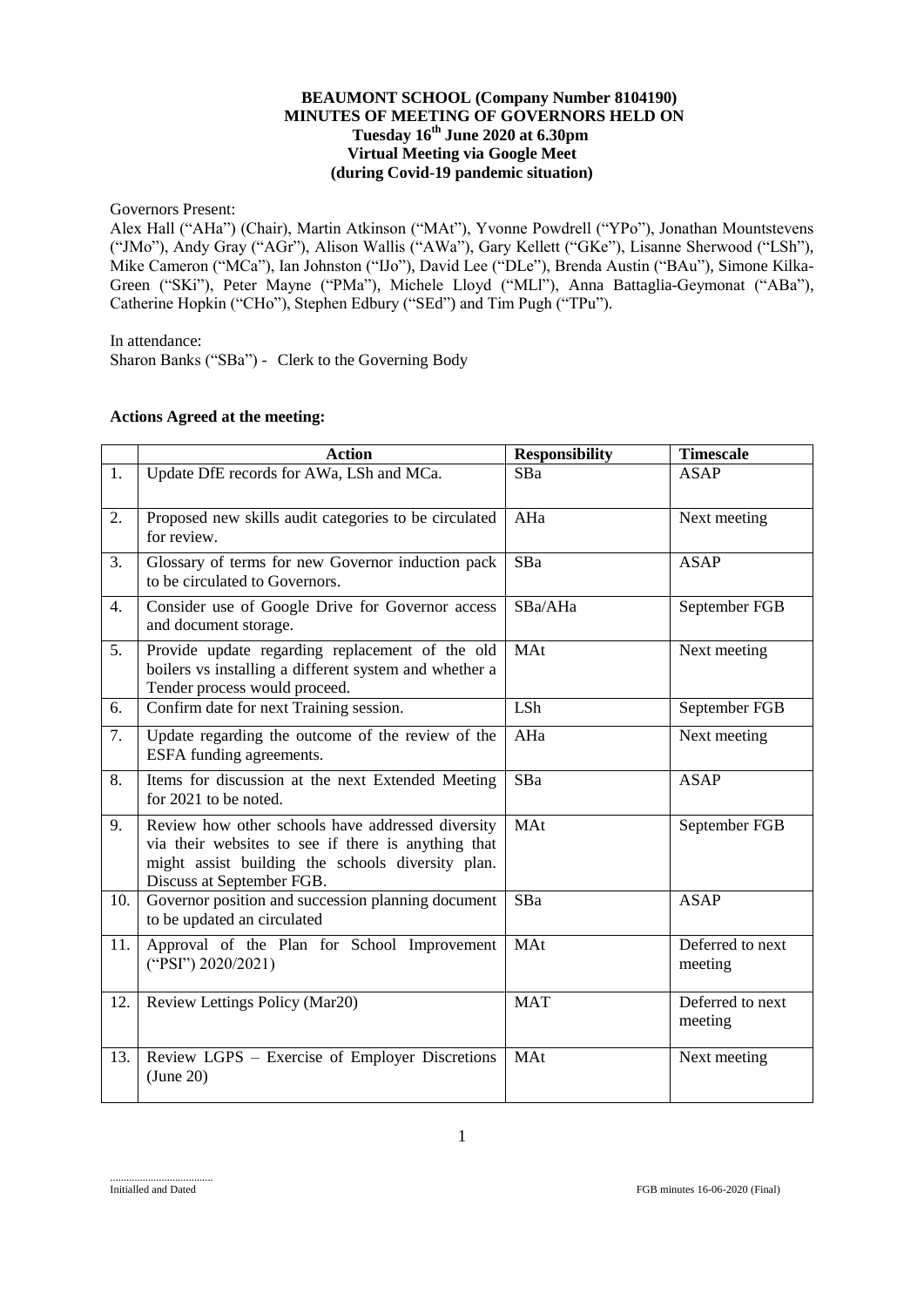**BEAUMONT SCHOOL (Company Number 8104190)**
**MINUTES OF MEETING OF GOVERNORS HELD ON**
**Tuesday 16th June 2020 at 6.30pm**
**Virtual Meeting via Google Meet**
**(during Covid-19 pandemic situation)**

Governors Present:
Alex Hall ("AHa") (Chair), Martin Atkinson ("MAt"), Yvonne Powdrell ("YPo"), Jonathan Mountstevens ("JMo"), Andy Gray ("AGr"), Alison Wallis ("AWa"), Gary Kellett ("GKe"), Lisanne Sherwood ("LSh"), Mike Cameron ("MCa"), Ian Johnston ("IJo"), David Lee ("DLe"), Brenda Austin ("BAu"), Simone Kilka-Green ("SKi"), Peter Mayne ("PMa"), Michele Lloyd ("MLl"), Anna Battaglia-Geymonat ("ABa"), Catherine Hopkin ("CHo"), Stephen Edbury ("SEd") and Tim Pugh ("TPu").

In attendance:
Sharon Banks ("SBa") - Clerk to the Governing Body

**Actions Agreed at the meeting:**

| | Action | Responsibility | Timescale |
|---|---|---|---|
| 1. | Update DfE records for AWa, LSh and MCa. | SBa | ASAP |
| 2. | Proposed new skills audit categories to be circulated for review. | AHa | Next meeting |
| 3. | Glossary of terms for new Governor induction pack to be circulated to Governors. | SBa | ASAP |
| 4. | Consider use of Google Drive for Governor access and document storage. | SBa/AHa | September FGB |
| 5. | Provide update regarding replacement of the old boilers vs installing a different system and whether a Tender process would proceed. | MAt | Next meeting |
| 6. | Confirm date for next Training session. | LSh | September FGB |
| 7. | Update regarding the outcome of the review of the ESFA funding agreements. | AHa | Next meeting |
| 8. | Items for discussion at the next Extended Meeting for 2021 to be noted. | SBa | ASAP |
| 9. | Review how other schools have addressed diversity via their websites to see if there is anything that might assist building the schools diversity plan. Discuss at September FGB. | MAt | September FGB |
| 10. | Governor position and succession planning document to be updated an circulated | SBa | ASAP |
| 11. | Approval of the Plan for School Improvement ("PSI") 2020/2021) | MAt | Deferred to next meeting |
| 12. | Review Lettings Policy (Mar20) | MAT | Deferred to next meeting |
| 13. | Review LGPS – Exercise of Employer Discretions (June 20) | MAt | Next meeting |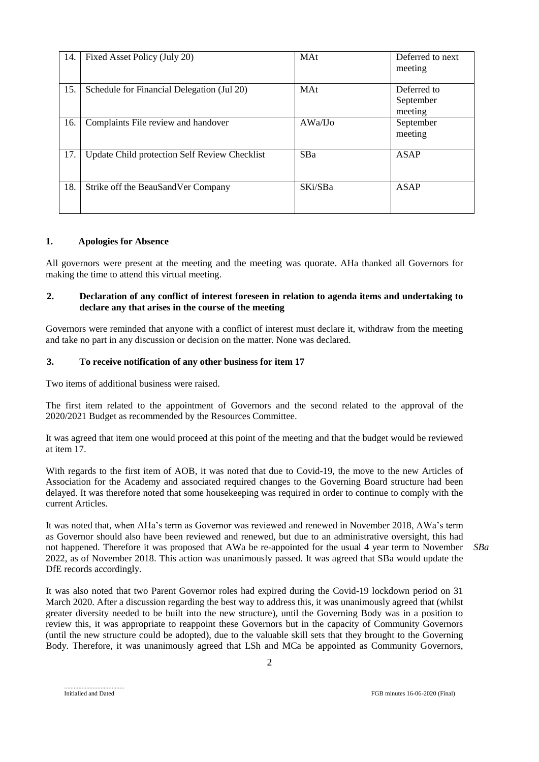| 14. | Fixed Asset Policy (July 20) | MAt | Deferred to next meeting |
|---|---|---|---|
| 15. | Schedule for Financial Delegation (Jul 20) | MAt | Deferred to September meeting |
| 16. | Complaints File review and handover | AWa/IJo | September meeting |
| 17. | Update Child protection Self Review Checklist | SBa | ASAP |
| 18. | Strike off the BeauSandVer Company | SKi/SBa | ASAP |

## 1. Apologies for Absence

All governors were present at the meeting and the meeting was quorate. AHa thanked all Governors for making the time to attend this virtual meeting.

## 2. Declaration of any conflict of interest foreseen in relation to agenda items and undertaking to declare any that arises in the course of the meeting

Governors were reminded that anyone with a conflict of interest must declare it, withdraw from the meeting and take no part in any discussion or decision on the matter. None was declared.

## 3. To receive notification of any other business for item 17

Two items of additional business were raised.

The first item related to the appointment of Governors and the second related to the approval of the 2020/2021 Budget as recommended by the Resources Committee.

It was agreed that item one would proceed at this point of the meeting and that the budget would be reviewed at item 17.

With regards to the first item of AOB, it was noted that due to Covid-19, the move to the new Articles of Association for the Academy and associated required changes to the Governing Board structure had been delayed. It was therefore noted that some housekeeping was required in order to continue to comply with the current Articles.

It was noted that, when AHa's term as Governor was reviewed and renewed in November 2018, AWa's term as Governor should also have been reviewed and renewed, but due to an administrative oversight, this had not happened. Therefore it was proposed that AWa be re-appointed for the usual 4 year term to November 2022, as of November 2018. This action was unanimously passed. It was agreed that SBa would update the DfE records accordingly. *SBa*

It was also noted that two Parent Governor roles had expired during the Covid-19 lockdown period on 31 March 2020. After a discussion regarding the best way to address this, it was unanimously agreed that (whilst greater diversity needed to be built into the new structure), until the Governing Body was in a position to review this, it was appropriate to reappoint these Governors but in the capacity of Community Governors (until the new structure could be adopted), due to the valuable skill sets that they brought to the Governing Body. Therefore, it was unanimously agreed that LSh and MCa be appointed as Community Governors,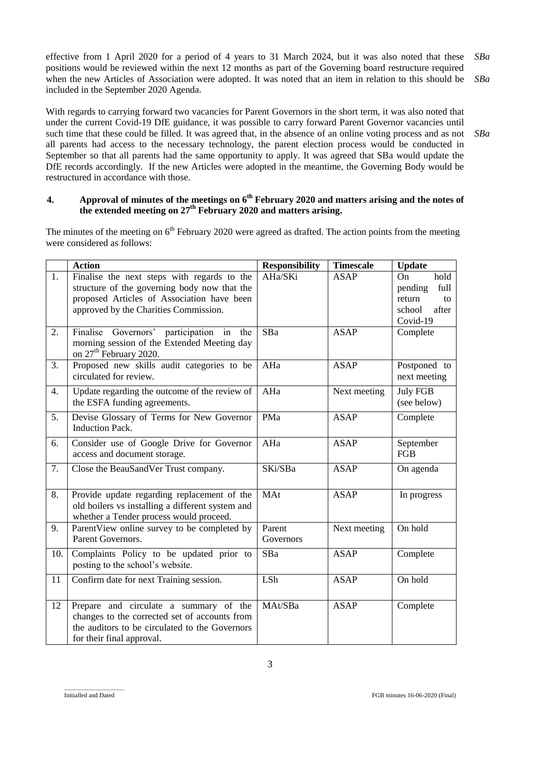effective from 1 April 2020 for a period of 4 years to 31 March 2024, but it was also noted that these positions would be reviewed within the next 12 months as part of the Governing board restructure required when the new Articles of Association were adopted. It was noted that an item in relation to this should be included in the September 2020 Agenda. *SBa* *SBa*

With regards to carrying forward two vacancies for Parent Governors in the short term, it was also noted that under the current Covid-19 DfE guidance, it was possible to carry forward Parent Governor vacancies until such time that these could be filled. It was agreed that, in the absence of an online voting process and as not all parents had access to the necessary technology, the parent election process would be conducted in September so that all parents had the same opportunity to apply. It was agreed that SBa would update the DfE records accordingly. If the new Articles were adopted in the meantime, the Governing Body would be restructured in accordance with those. *SBa*

## 4. Approval of minutes of the meetings on 6th February 2020 and matters arising and the notes of the extended meeting on 27th February 2020 and matters arising.

The minutes of the meeting on 6th February 2020 were agreed as drafted. The action points from the meeting were considered as follows:

| | Action | Responsibility | Timescale | Update |
|---|---|---|---|---|
| 1. | Finalise the next steps with regards to the structure of the governing body now that the proposed Articles of Association have been approved by the Charities Commission. | AHa/SKi | ASAP | On hold pending full return to school after Covid-19 |
| 2. | Finalise Governors' participation in the morning session of the Extended Meeting day on 27th February 2020. | SBa | ASAP | Complete |
| 3. | Proposed new skills audit categories to be circulated for review. | AHa | ASAP | Postponed to next meeting |
| 4. | Update regarding the outcome of the review of the ESFA funding agreements. | AHa | Next meeting | July FGB (see below) |
| 5. | Devise Glossary of Terms for New Governor Induction Pack. | PMa | ASAP | Complete |
| 6. | Consider use of Google Drive for Governor access and document storage. | AHa | ASAP | September FGB |
| 7. | Close the BeauSandVer Trust company. | SKi/SBa | ASAP | On agenda |
| 8. | Provide update regarding replacement of the old boilers vs installing a different system and whether a Tender process would proceed. | MAt | ASAP | In progress |
| 9. | ParentView online survey to be completed by Parent Governors. | Parent Governors | Next meeting | On hold |
| 10. | Complaints Policy to be updated prior to posting to the school's website. | SBa | ASAP | Complete |
| 11 | Confirm date for next Training session. | LSh | ASAP | On hold |
| 12 | Prepare and circulate a summary of the changes to the corrected set of accounts from the auditors to be circulated to the Governors for their final approval. | MAt/SBa | ASAP | Complete |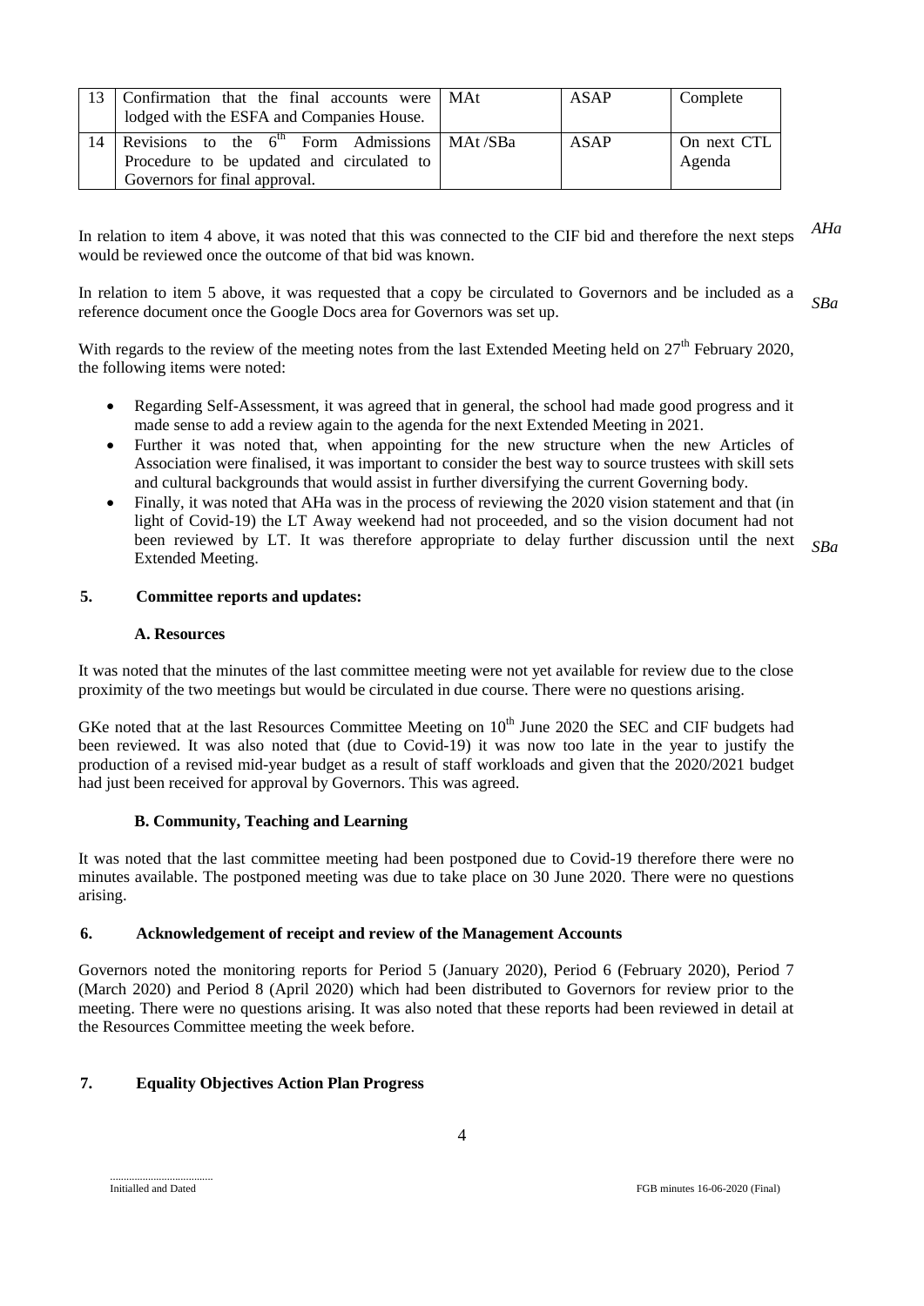| 13 | Confirmation that the final accounts were lodged with the ESFA and Companies House. | MAt | ASAP | Complete |
|---|---|---|---|---|
| 14 | Revisions to the 6th Form Admissions Procedure to be updated and circulated to Governors for final approval. | MAt /SBa | ASAP | On next CTL Agenda |

In relation to item 4 above, it was noted that this was connected to the CIF bid and therefore the next steps would be reviewed once the outcome of that bid was known. *AHa*

In relation to item 5 above, it was requested that a copy be circulated to Governors and be included as a reference document once the Google Docs area for Governors was set up. *SBa*

With regards to the review of the meeting notes from the last Extended Meeting held on 27th February 2020, the following items were noted:

- Regarding Self-Assessment, it was agreed that in general, the school had made good progress and it made sense to add a review again to the agenda for the next Extended Meeting in 2021.
- Further it was noted that, when appointing for the new structure when the new Articles of Association were finalised, it was important to consider the best way to source trustees with skill sets and cultural backgrounds that would assist in further diversifying the current Governing body.
- Finally, it was noted that AHa was in the process of reviewing the 2020 vision statement and that (in light of Covid-19) the LT Away weekend had not proceeded, and so the vision document had not been reviewed by LT. It was therefore appropriate to delay further discussion until the next Extended Meeting. *SBa*

## 5. Committee reports and updates:

### A. Resources

It was noted that the minutes of the last committee meeting were not yet available for review due to the close proximity of the two meetings but would be circulated in due course. There were no questions arising.

GKe noted that at the last Resources Committee Meeting on 10th June 2020 the SEC and CIF budgets had been reviewed. It was also noted that (due to Covid-19) it was now too late in the year to justify the production of a revised mid-year budget as a result of staff workloads and given that the 2020/2021 budget had just been received for approval by Governors. This was agreed.

### B. Community, Teaching and Learning

It was noted that the last committee meeting had been postponed due to Covid-19 therefore there were no minutes available. The postponed meeting was due to take place on 30 June 2020. There were no questions arising.

## 6. Acknowledgement of receipt and review of the Management Accounts

Governors noted the monitoring reports for Period 5 (January 2020), Period 6 (February 2020), Period 7 (March 2020) and Period 8 (April 2020) which had been distributed to Governors for review prior to the meeting. There were no questions arising. It was also noted that these reports had been reviewed in detail at the Resources Committee meeting the week before.

## 7. Equality Objectives Action Plan Progress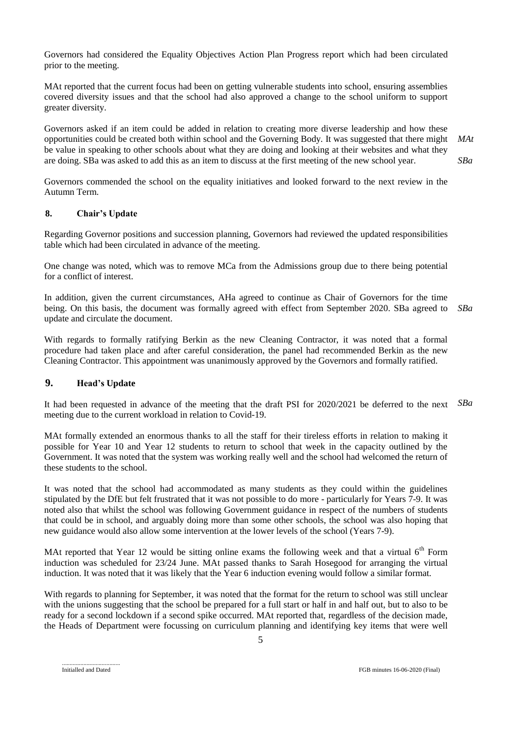Governors had considered the Equality Objectives Action Plan Progress report which had been circulated prior to the meeting.

MAt reported that the current focus had been on getting vulnerable students into school, ensuring assemblies covered diversity issues and that the school had also approved a change to the school uniform to support greater diversity.

Governors asked if an item could be added in relation to creating more diverse leadership and how these opportunities could be created both within school and the Governing Body. It was suggested that there might be value in speaking to other schools about what they are doing and looking at their websites and what they are doing. SBa was asked to add this as an item to discuss at the first meeting of the new school year. *MAt* *SBa*

Governors commended the school on the equality initiatives and looked forward to the next review in the Autumn Term.

## 8. Chair's Update

Regarding Governor positions and succession planning, Governors had reviewed the updated responsibilities table which had been circulated in advance of the meeting.

One change was noted, which was to remove MCa from the Admissions group due to there being potential for a conflict of interest.

In addition, given the current circumstances, AHa agreed to continue as Chair of Governors for the time being. On this basis, the document was formally agreed with effect from September 2020. SBa agreed to update and circulate the document. *SBa*

With regards to formally ratifying Berkin as the new Cleaning Contractor, it was noted that a formal procedure had taken place and after careful consideration, the panel had recommended Berkin as the new Cleaning Contractor. This appointment was unanimously approved by the Governors and formally ratified.

## 9. Head's Update

It had been requested in advance of the meeting that the draft PSI for 2020/2021 be deferred to the next meeting due to the current workload in relation to Covid-19. *SBa*

MAt formally extended an enormous thanks to all the staff for their tireless efforts in relation to making it possible for Year 10 and Year 12 students to return to school that week in the capacity outlined by the Government. It was noted that the system was working really well and the school had welcomed the return of these students to the school.

It was noted that the school had accommodated as many students as they could within the guidelines stipulated by the DfE but felt frustrated that it was not possible to do more - particularly for Years 7-9. It was noted also that whilst the school was following Government guidance in respect of the numbers of students that could be in school, and arguably doing more than some other schools, the school was also hoping that new guidance would also allow some intervention at the lower levels of the school (Years 7-9).

MAt reported that Year 12 would be sitting online exams the following week and that a virtual 6th Form induction was scheduled for 23/24 June. MAt passed thanks to Sarah Hosegood for arranging the virtual induction. It was noted that it was likely that the Year 6 induction evening would follow a similar format.

With regards to planning for September, it was noted that the format for the return to school was still unclear with the unions suggesting that the school be prepared for a full start or half in and half out, but to also to be ready for a second lockdown if a second spike occurred. MAt reported that, regardless of the decision made, the Heads of Department were focussing on curriculum planning and identifying key items that were well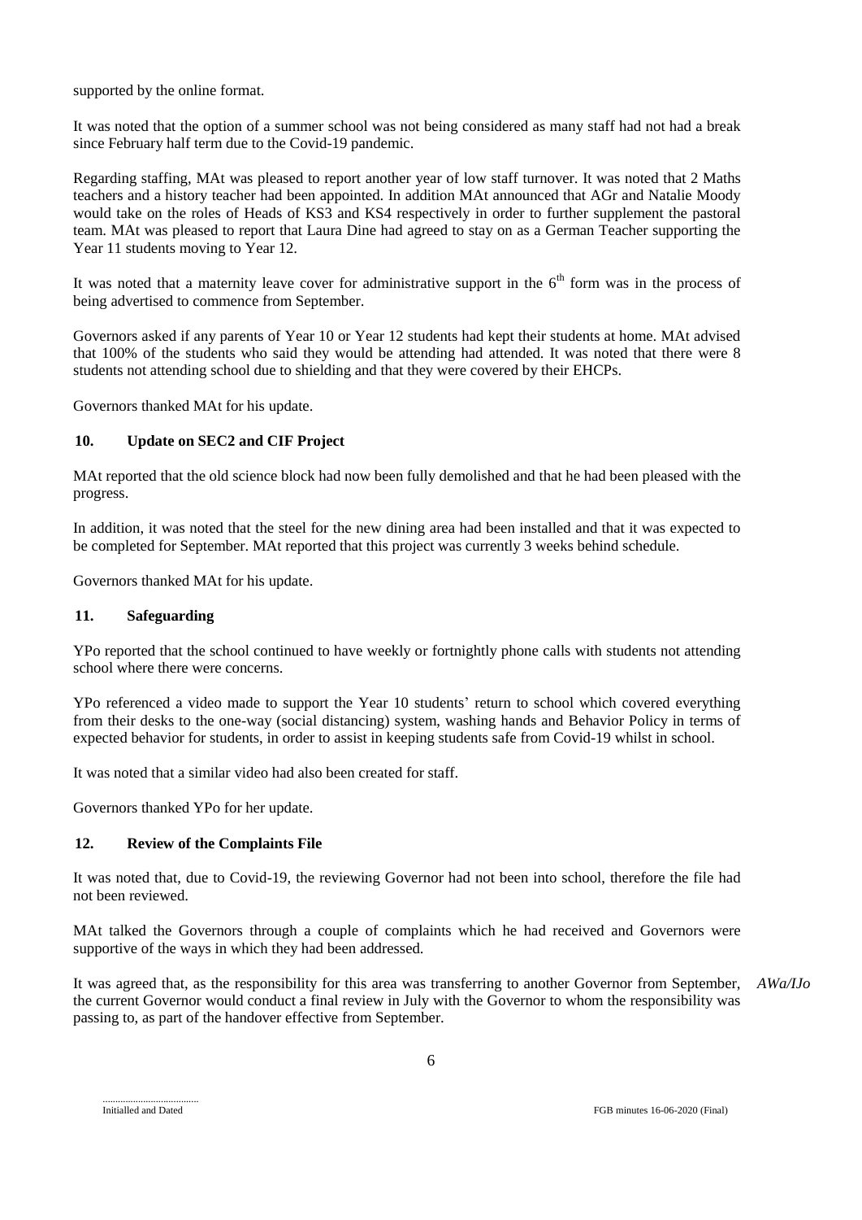supported by the online format.

It was noted that the option of a summer school was not being considered as many staff had not had a break since February half term due to the Covid-19 pandemic.

Regarding staffing, MAt was pleased to report another year of low staff turnover. It was noted that 2 Maths teachers and a history teacher had been appointed. In addition MAt announced that AGr and Natalie Moody would take on the roles of Heads of KS3 and KS4 respectively in order to further supplement the pastoral team. MAt was pleased to report that Laura Dine had agreed to stay on as a German Teacher supporting the Year 11 students moving to Year 12.

It was noted that a maternity leave cover for administrative support in the 6th form was in the process of being advertised to commence from September.

Governors asked if any parents of Year 10 or Year 12 students had kept their students at home. MAt advised that 100% of the students who said they would be attending had attended. It was noted that there were 8 students not attending school due to shielding and that they were covered by their EHCPs.

Governors thanked MAt for his update.

## 10. Update on SEC2 and CIF Project

MAt reported that the old science block had now been fully demolished and that he had been pleased with the progress.

In addition, it was noted that the steel for the new dining area had been installed and that it was expected to be completed for September. MAt reported that this project was currently 3 weeks behind schedule.

Governors thanked MAt for his update.

## 11. Safeguarding

YPo reported that the school continued to have weekly or fortnightly phone calls with students not attending school where there were concerns.

YPo referenced a video made to support the Year 10 students' return to school which covered everything from their desks to the one-way (social distancing) system, washing hands and Behavior Policy in terms of expected behavior for students, in order to assist in keeping students safe from Covid-19 whilst in school.

It was noted that a similar video had also been created for staff.

Governors thanked YPo for her update.

## 12. Review of the Complaints File

It was noted that, due to Covid-19, the reviewing Governor had not been into school, therefore the file had not been reviewed.

MAt talked the Governors through a couple of complaints which he had received and Governors were supportive of the ways in which they had been addressed.

It was agreed that, as the responsibility for this area was transferring to another Governor from September, the current Governor would conduct a final review in July with the Governor to whom the responsibility was passing to, as part of the handover effective from September. *AWa/IJo*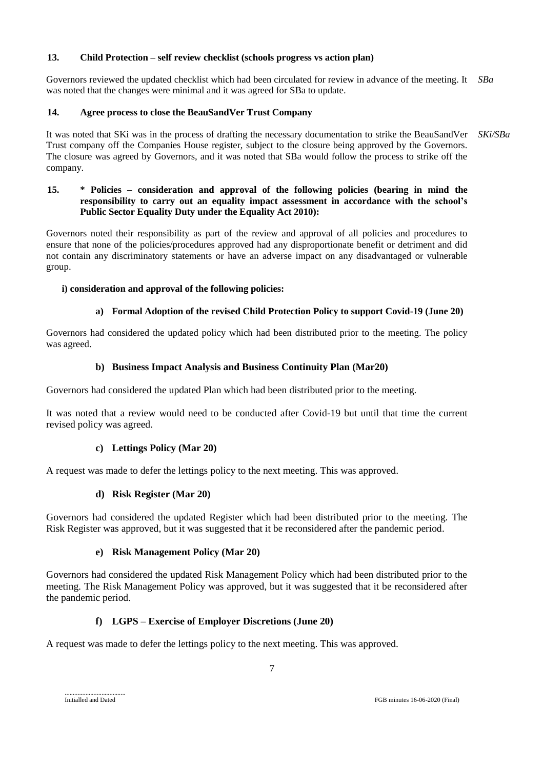### 13. Child Protection – self review checklist (schools progress vs action plan)

Governors reviewed the updated checklist which had been circulated for review in advance of the meeting. It was noted that the changes were minimal and it was agreed for SBa to update. *SBa*

### 14. Agree process to close the BeauSandVer Trust Company

It was noted that SKi was in the process of drafting the necessary documentation to strike the BeauSandVer Trust company off the Companies House register, subject to the closure being approved by the Governors. The closure was agreed by Governors, and it was noted that SBa would follow the process to strike off the company. *SKi/SBa*

### 15. * Policies – consideration and approval of the following policies (bearing in mind the responsibility to carry out an equality impact assessment in accordance with the school's Public Sector Equality Duty under the Equality Act 2010):

Governors noted their responsibility as part of the review and approval of all policies and procedures to ensure that none of the policies/procedures approved had any disproportionate benefit or detriment and did not contain any discriminatory statements or have an adverse impact on any disadvantaged or vulnerable group.

**i) consideration and approval of the following policies:**

**a) Formal Adoption of the revised Child Protection Policy to support Covid-19 (June 20)**

Governors had considered the updated policy which had been distributed prior to the meeting. The policy was agreed.

**b) Business Impact Analysis and Business Continuity Plan (Mar20)**

Governors had considered the updated Plan which had been distributed prior to the meeting.

It was noted that a review would need to be conducted after Covid-19 but until that time the current revised policy was agreed.

**c) Lettings Policy (Mar 20)**

A request was made to defer the lettings policy to the next meeting. This was approved.

**d) Risk Register (Mar 20)**

Governors had considered the updated Register which had been distributed prior to the meeting. The Risk Register was approved, but it was suggested that it be reconsidered after the pandemic period.

**e) Risk Management Policy (Mar 20)**

Governors had considered the updated Risk Management Policy which had been distributed prior to the meeting. The Risk Management Policy was approved, but it was suggested that it be reconsidered after the pandemic period.

**f) LGPS – Exercise of Employer Discretions (June 20)**

A request was made to defer the lettings policy to the next meeting. This was approved.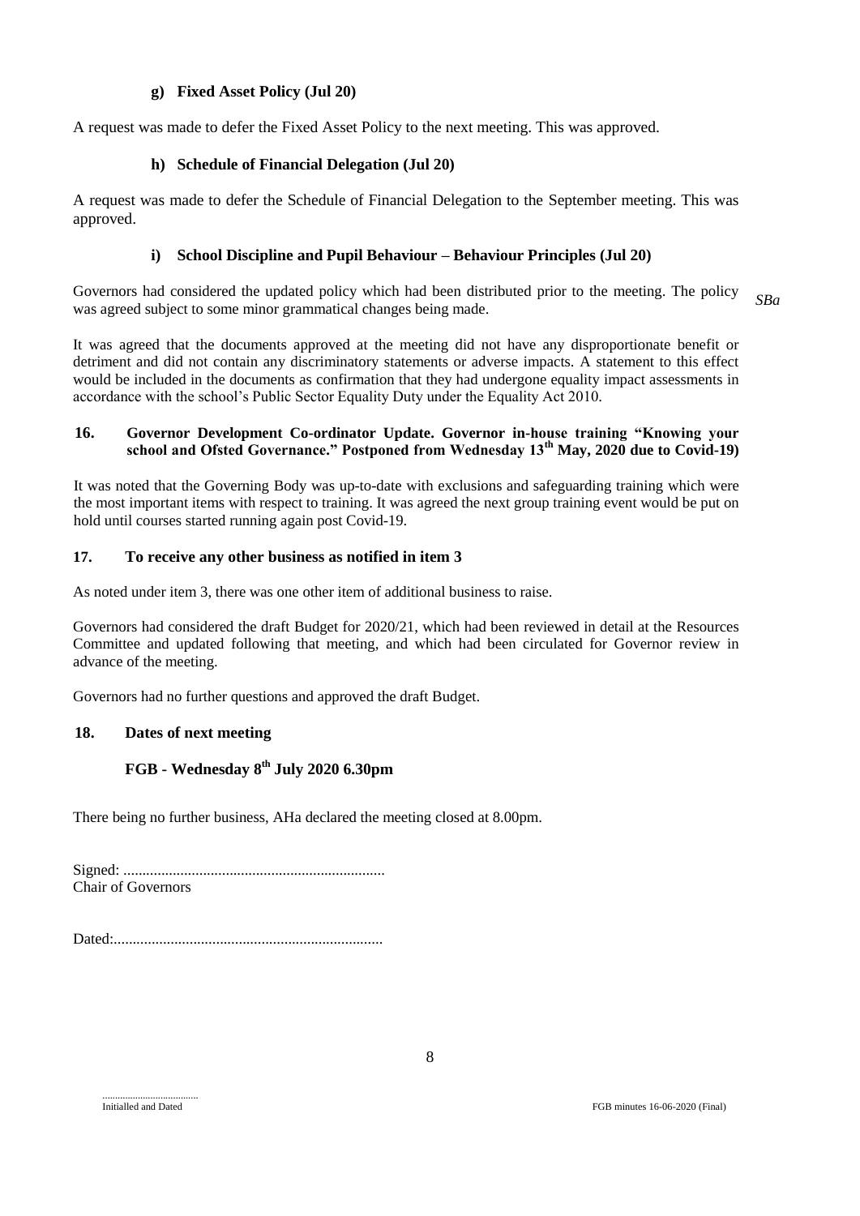#### g) Fixed Asset Policy (Jul 20)

A request was made to defer the Fixed Asset Policy to the next meeting. This was approved.

#### h) Schedule of Financial Delegation (Jul 20)

A request was made to defer the Schedule of Financial Delegation to the September meeting. This was approved.

#### i) School Discipline and Pupil Behaviour – Behaviour Principles (Jul 20)

Governors had considered the updated policy which had been distributed prior to the meeting. The policy was agreed subject to some minor grammatical changes being made. *SBa*

It was agreed that the documents approved at the meeting did not have any disproportionate benefit or detriment and did not contain any discriminatory statements or adverse impacts. A statement to this effect would be included in the documents as confirmation that they had undergone equality impact assessments in accordance with the school's Public Sector Equality Duty under the Equality Act 2010.

### 16. Governor Development Co-ordinator Update. Governor in-house training "Knowing your school and Ofsted Governance." Postponed from Wednesday 13th May, 2020 due to Covid-19)

It was noted that the Governing Body was up-to-date with exclusions and safeguarding training which were the most important items with respect to training. It was agreed the next group training event would be put on hold until courses started running again post Covid-19.

### 17. To receive any other business as notified in item 3

As noted under item 3, there was one other item of additional business to raise.

Governors had considered the draft Budget for 2020/21, which had been reviewed in detail at the Resources Committee and updated following that meeting, and which had been circulated for Governor review in advance of the meeting.

Governors had no further questions and approved the draft Budget.

### 18. Dates of next meeting

**FGB - Wednesday 8th July 2020 6.30pm**

There being no further business, AHa declared the meeting closed at 8.00pm.

Signed: ......................................................................
Chair of Governors

Dated:.........................................................................

....................................
Initialled and Dated

FGB minutes 16-06-2020 (Final)